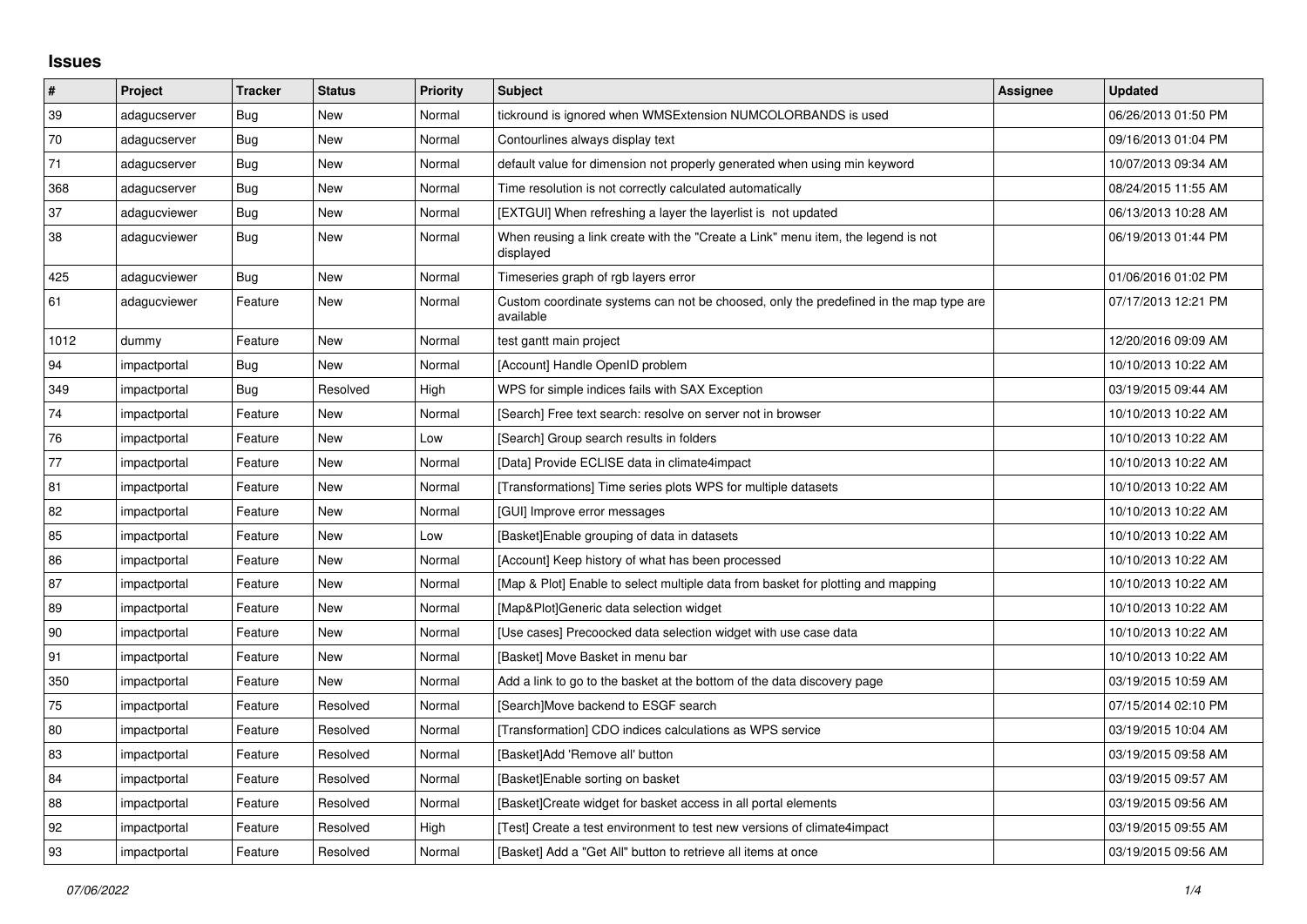# Issues

| # | Project | Tracker | Status | Priority | Subject | Assignee | Updated |
|---|---|---|---|---|---|---|---|
| 39 | adagucserver | Bug | New | Normal | tickround is ignored when WMSExtension NUMCOLORBANDS is used | | 06/26/2013 01:50 PM |
| 70 | adagucserver | Bug | New | Normal | Contourlines always display text | | 09/16/2013 01:04 PM |
| 71 | adagucserver | Bug | New | Normal | default value for dimension not properly generated when using min keyword | | 10/07/2013 09:34 AM |
| 368 | adagucserver | Bug | New | Normal | Time resolution is not correctly calculated automatically | | 08/24/2015 11:55 AM |
| 37 | adagucviewer | Bug | New | Normal | [EXTGUI] When refreshing a layer the layerlist is not updated | | 06/13/2013 10:28 AM |
| 38 | adagucviewer | Bug | New | Normal | When reusing a link create with the "Create a Link" menu item, the legend is not displayed | | 06/19/2013 01:44 PM |
| 425 | adagucviewer | Bug | New | Normal | Timeseries graph of rgb layers error | | 01/06/2016 01:02 PM |
| 61 | adagucviewer | Feature | New | Normal | Custom coordinate systems can not be choosed, only the predefined in the map type are available | | 07/17/2013 12:21 PM |
| 1012 | dummy | Feature | New | Normal | test gantt main project | | 12/20/2016 09:09 AM |
| 94 | impactportal | Bug | New | Normal | [Account] Handle OpenID problem | | 10/10/2013 10:22 AM |
| 349 | impactportal | Bug | Resolved | High | WPS for simple indices fails with SAX Exception | | 03/19/2015 09:44 AM |
| 74 | impactportal | Feature | New | Normal | [Search] Free text search: resolve on server not in browser | | 10/10/2013 10:22 AM |
| 76 | impactportal | Feature | New | Low | [Search] Group search results in folders | | 10/10/2013 10:22 AM |
| 77 | impactportal | Feature | New | Normal | [Data] Provide ECLISE data in climate4impact | | 10/10/2013 10:22 AM |
| 81 | impactportal | Feature | New | Normal | [Transformations] Time series plots WPS for multiple datasets | | 10/10/2013 10:22 AM |
| 82 | impactportal | Feature | New | Normal | [GUI] Improve error messages | | 10/10/2013 10:22 AM |
| 85 | impactportal | Feature | New | Low | [Basket]Enable grouping of data in datasets | | 10/10/2013 10:22 AM |
| 86 | impactportal | Feature | New | Normal | [Account] Keep history of what has been processed | | 10/10/2013 10:22 AM |
| 87 | impactportal | Feature | New | Normal | [Map & Plot] Enable to select multiple data from basket for plotting and mapping | | 10/10/2013 10:22 AM |
| 89 | impactportal | Feature | New | Normal | [Map&Plot]Generic data selection widget | | 10/10/2013 10:22 AM |
| 90 | impactportal | Feature | New | Normal | [Use cases] Precoocked data selection widget with use case data | | 10/10/2013 10:22 AM |
| 91 | impactportal | Feature | New | Normal | [Basket] Move Basket in menu bar | | 10/10/2013 10:22 AM |
| 350 | impactportal | Feature | New | Normal | Add a link to go to the basket at the bottom of the data discovery page | | 03/19/2015 10:59 AM |
| 75 | impactportal | Feature | Resolved | Normal | [Search]Move backend to ESGF search | | 07/15/2014 02:10 PM |
| 80 | impactportal | Feature | Resolved | Normal | [Transformation] CDO indices calculations as WPS service | | 03/19/2015 10:04 AM |
| 83 | impactportal | Feature | Resolved | Normal | [Basket]Add 'Remove all' button | | 03/19/2015 09:58 AM |
| 84 | impactportal | Feature | Resolved | Normal | [Basket]Enable sorting on basket | | 03/19/2015 09:57 AM |
| 88 | impactportal | Feature | Resolved | Normal | [Basket]Create widget for basket access in all portal elements | | 03/19/2015 09:56 AM |
| 92 | impactportal | Feature | Resolved | High | [Test] Create a test environment to test new versions of climate4impact | | 03/19/2015 09:55 AM |
| 93 | impactportal | Feature | Resolved | Normal | [Basket] Add a "Get All" button to retrieve all items at once | | 03/19/2015 09:56 AM |

*07/06/2022*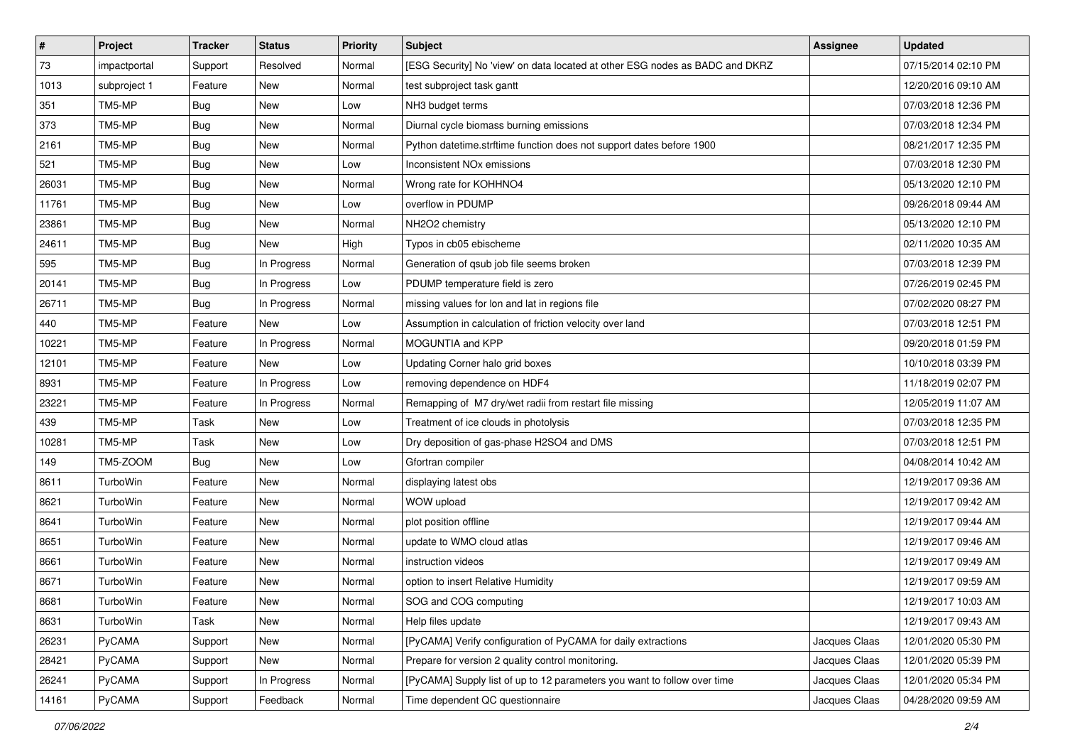| # | Project | Tracker | Status | Priority | Subject | Assignee | Updated |
|---|---|---|---|---|---|---|---|
| 73 | impactportal | Support | Resolved | Normal | [ESG Security] No 'view' on data located at other ESG nodes as BADC and DKRZ | | 07/15/2014 02:10 PM |
| 1013 | subproject 1 | Feature | New | Normal | test subproject task gantt | | 12/20/2016 09:10 AM |
| 351 | TM5-MP | Bug | New | Low | NH3 budget terms | | 07/03/2018 12:36 PM |
| 373 | TM5-MP | Bug | New | Normal | Diurnal cycle biomass burning emissions | | 07/03/2018 12:34 PM |
| 2161 | TM5-MP | Bug | New | Normal | Python datetime.strftime function does not support dates before 1900 | | 08/21/2017 12:35 PM |
| 521 | TM5-MP | Bug | New | Low | Inconsistent NOx emissions | | 07/03/2018 12:30 PM |
| 26031 | TM5-MP | Bug | New | Normal | Wrong rate for KOHHNO4 | | 05/13/2020 12:10 PM |
| 11761 | TM5-MP | Bug | New | Low | overflow in PDUMP | | 09/26/2018 09:44 AM |
| 23861 | TM5-MP | Bug | New | Normal | NH2O2 chemistry | | 05/13/2020 12:10 PM |
| 24611 | TM5-MP | Bug | New | High | Typos in cb05 ebischeme | | 02/11/2020 10:35 AM |
| 595 | TM5-MP | Bug | In Progress | Normal | Generation of qsub job file seems broken | | 07/03/2018 12:39 PM |
| 20141 | TM5-MP | Bug | In Progress | Low | PDUMP temperature field is zero | | 07/26/2019 02:45 PM |
| 26711 | TM5-MP | Bug | In Progress | Normal | missing values for lon and lat in regions file | | 07/02/2020 08:27 PM |
| 440 | TM5-MP | Feature | New | Low | Assumption in calculation of friction velocity over land | | 07/03/2018 12:51 PM |
| 10221 | TM5-MP | Feature | In Progress | Normal | MOGUNTIA and KPP | | 09/20/2018 01:59 PM |
| 12101 | TM5-MP | Feature | New | Low | Updating Corner halo grid boxes | | 10/10/2018 03:39 PM |
| 8931 | TM5-MP | Feature | In Progress | Low | removing dependence on HDF4 | | 11/18/2019 02:07 PM |
| 23221 | TM5-MP | Feature | In Progress | Normal | Remapping of M7 dry/wet radii from restart file missing | | 12/05/2019 11:07 AM |
| 439 | TM5-MP | Task | New | Low | Treatment of ice clouds in photolysis | | 07/03/2018 12:35 PM |
| 10281 | TM5-MP | Task | New | Low | Dry deposition of gas-phase H2SO4 and DMS | | 07/03/2018 12:51 PM |
| 149 | TM5-ZOOM | Bug | New | Low | Gfortran compiler | | 04/08/2014 10:42 AM |
| 8611 | TurboWin | Feature | New | Normal | displaying latest obs | | 12/19/2017 09:36 AM |
| 8621 | TurboWin | Feature | New | Normal | WOW upload | | 12/19/2017 09:42 AM |
| 8641 | TurboWin | Feature | New | Normal | plot position offline | | 12/19/2017 09:44 AM |
| 8651 | TurboWin | Feature | New | Normal | update to WMO cloud atlas | | 12/19/2017 09:46 AM |
| 8661 | TurboWin | Feature | New | Normal | instruction videos | | 12/19/2017 09:49 AM |
| 8671 | TurboWin | Feature | New | Normal | option to insert Relative Humidity | | 12/19/2017 09:59 AM |
| 8681 | TurboWin | Feature | New | Normal | SOG and COG computing | | 12/19/2017 10:03 AM |
| 8631 | TurboWin | Task | New | Normal | Help files update | | 12/19/2017 09:43 AM |
| 26231 | PyCAMA | Support | New | Normal | [PyCAMA] Verify configuration of PyCAMA for daily extractions | Jacques Claas | 12/01/2020 05:30 PM |
| 28421 | PyCAMA | Support | New | Normal | Prepare for version 2 quality control monitoring. | Jacques Claas | 12/01/2020 05:39 PM |
| 26241 | PyCAMA | Support | In Progress | Normal | [PyCAMA] Supply list of up to 12 parameters you want to follow over time | Jacques Claas | 12/01/2020 05:34 PM |
| 14161 | PyCAMA | Support | Feedback | Normal | Time dependent QC questionnaire | Jacques Claas | 04/28/2020 09:59 AM |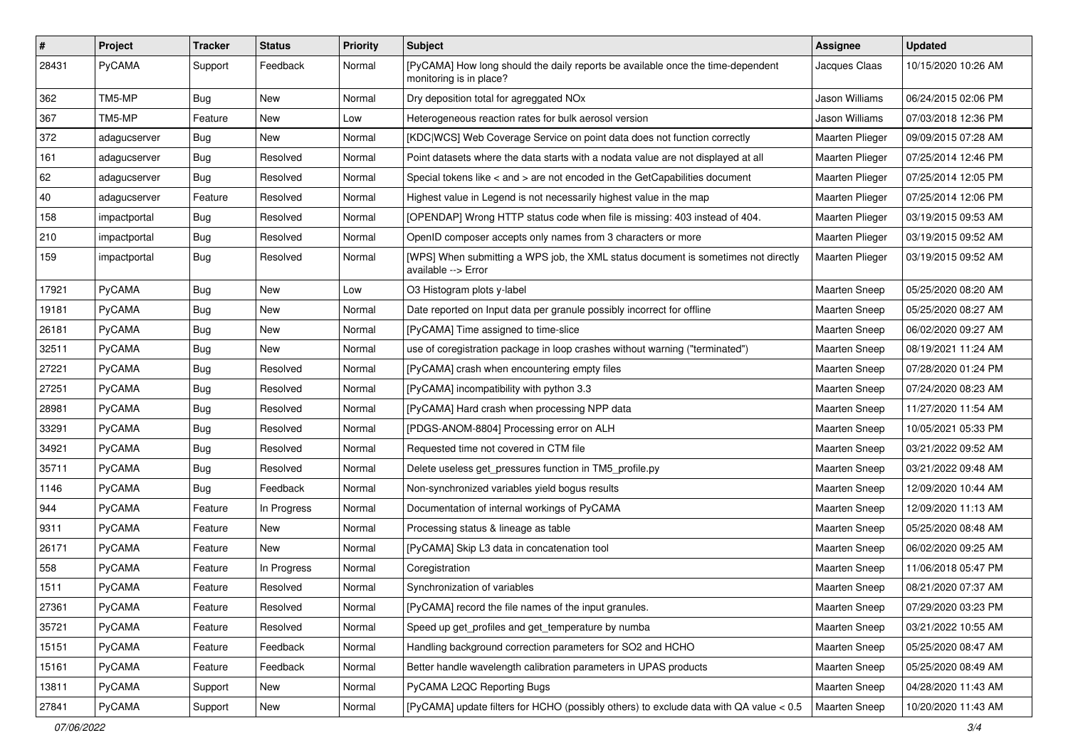| # | Project | Tracker | Status | Priority | Subject | Assignee | Updated |
| --- | --- | --- | --- | --- | --- | --- | --- |
| 28431 | PyCAMA | Support | Feedback | Normal | [PyCAMA] How long should the daily reports be available once the time-dependent monitoring is in place? | Jacques Claas | 10/15/2020 10:26 AM |
| 362 | TM5-MP | Bug | New | Normal | Dry deposition total for agreggated NOx | Jason Williams | 06/24/2015 02:06 PM |
| 367 | TM5-MP | Feature | New | Low | Heterogeneous reaction rates for bulk aerosol version | Jason Williams | 07/03/2018 12:36 PM |
| 372 | adagucserver | Bug | New | Normal | [KDC\|WCS] Web Coverage Service on point data does not function correctly | Maarten Plieger | 09/09/2015 07:28 AM |
| 161 | adagucserver | Bug | Resolved | Normal | Point datasets where the data starts with a nodata value are not displayed at all | Maarten Plieger | 07/25/2014 12:46 PM |
| 62 | adagucserver | Bug | Resolved | Normal | Special tokens like < and > are not encoded in the GetCapabilities document | Maarten Plieger | 07/25/2014 12:05 PM |
| 40 | adagucserver | Feature | Resolved | Normal | Highest value in Legend is not necessarily highest value in the map | Maarten Plieger | 07/25/2014 12:06 PM |
| 158 | impactportal | Bug | Resolved | Normal | [OPENDAP] Wrong HTTP status code when file is missing: 403 instead of 404. | Maarten Plieger | 03/19/2015 09:53 AM |
| 210 | impactportal | Bug | Resolved | Normal | OpenID composer accepts only names from 3 characters or more | Maarten Plieger | 03/19/2015 09:52 AM |
| 159 | impactportal | Bug | Resolved | Normal | [WPS] When submitting a WPS job, the XML status document is sometimes not directly available --> Error | Maarten Plieger | 03/19/2015 09:52 AM |
| 17921 | PyCAMA | Bug | New | Low | O3 Histogram plots y-label | Maarten Sneep | 05/25/2020 08:20 AM |
| 19181 | PyCAMA | Bug | New | Normal | Date reported on Input data per granule possibly incorrect for offline | Maarten Sneep | 05/25/2020 08:27 AM |
| 26181 | PyCAMA | Bug | New | Normal | [PyCAMA] Time assigned to time-slice | Maarten Sneep | 06/02/2020 09:27 AM |
| 32511 | PyCAMA | Bug | New | Normal | use of coregistration package in loop crashes without warning ("terminated") | Maarten Sneep | 08/19/2021 11:24 AM |
| 27221 | PyCAMA | Bug | Resolved | Normal | [PyCAMA] crash when encountering empty files | Maarten Sneep | 07/28/2020 01:24 PM |
| 27251 | PyCAMA | Bug | Resolved | Normal | [PyCAMA] incompatibility with python 3.3 | Maarten Sneep | 07/24/2020 08:23 AM |
| 28981 | PyCAMA | Bug | Resolved | Normal | [PyCAMA] Hard crash when processing NPP data | Maarten Sneep | 11/27/2020 11:54 AM |
| 33291 | PyCAMA | Bug | Resolved | Normal | [PDGS-ANOM-8804] Processing error on ALH | Maarten Sneep | 10/05/2021 05:33 PM |
| 34921 | PyCAMA | Bug | Resolved | Normal | Requested time not covered in CTM file | Maarten Sneep | 03/21/2022 09:52 AM |
| 35711 | PyCAMA | Bug | Resolved | Normal | Delete useless get_pressures function in TM5_profile.py | Maarten Sneep | 03/21/2022 09:48 AM |
| 1146 | PyCAMA | Bug | Feedback | Normal | Non-synchronized variables yield bogus results | Maarten Sneep | 12/09/2020 10:44 AM |
| 944 | PyCAMA | Feature | In Progress | Normal | Documentation of internal workings of PyCAMA | Maarten Sneep | 12/09/2020 11:13 AM |
| 9311 | PyCAMA | Feature | New | Normal | Processing status & lineage as table | Maarten Sneep | 05/25/2020 08:48 AM |
| 26171 | PyCAMA | Feature | New | Normal | [PyCAMA] Skip L3 data in concatenation tool | Maarten Sneep | 06/02/2020 09:25 AM |
| 558 | PyCAMA | Feature | In Progress | Normal | Coregistration | Maarten Sneep | 11/06/2018 05:47 PM |
| 1511 | PyCAMA | Feature | Resolved | Normal | Synchronization of variables | Maarten Sneep | 08/21/2020 07:37 AM |
| 27361 | PyCAMA | Feature | Resolved | Normal | [PyCAMA] record the file names of the input granules. | Maarten Sneep | 07/29/2020 03:23 PM |
| 35721 | PyCAMA | Feature | Resolved | Normal | Speed up get_profiles and get_temperature by numba | Maarten Sneep | 03/21/2022 10:55 AM |
| 15151 | PyCAMA | Feature | Feedback | Normal | Handling background correction parameters for SO2 and HCHO | Maarten Sneep | 05/25/2020 08:47 AM |
| 15161 | PyCAMA | Feature | Feedback | Normal | Better handle wavelength calibration parameters in UPAS products | Maarten Sneep | 05/25/2020 08:49 AM |
| 13811 | PyCAMA | Support | New | Normal | PyCAMA L2QC Reporting Bugs | Maarten Sneep | 04/28/2020 11:43 AM |
| 27841 | PyCAMA | Support | New | Normal | [PyCAMA] update filters for HCHO (possibly others) to exclude data with QA value < 0.5 | Maarten Sneep | 10/20/2020 11:43 AM |

*07/06/2022*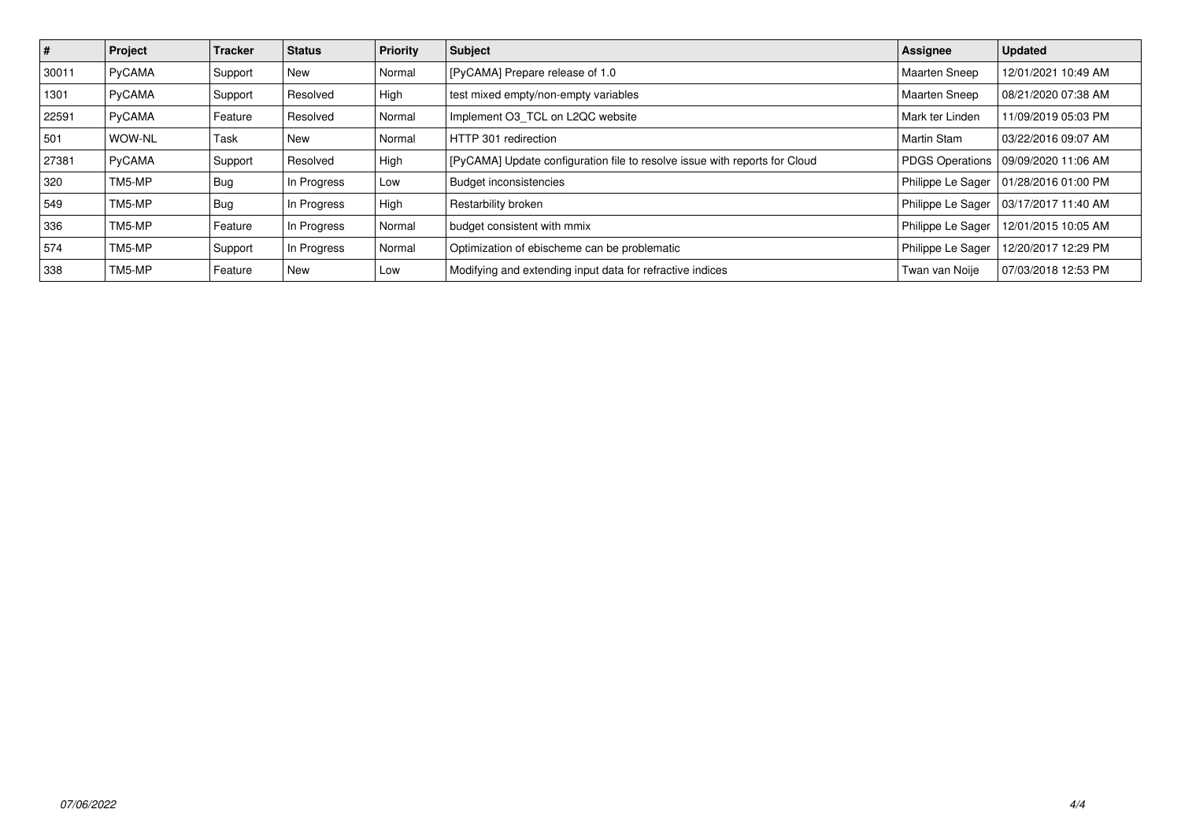| # | Project | Tracker | Status | Priority | Subject | Assignee | Updated |
|---|---|---|---|---|---|---|---|
| 30011 | PyCAMA | Support | New | Normal | [PyCAMA] Prepare release of 1.0 | Maarten Sneep | 12/01/2021 10:49 AM |
| 1301 | PyCAMA | Support | Resolved | High | test mixed empty/non-empty variables | Maarten Sneep | 08/21/2020 07:38 AM |
| 22591 | PyCAMA | Feature | Resolved | Normal | Implement O3_TCL on L2QC website | Mark ter Linden | 11/09/2019 05:03 PM |
| 501 | WOW-NL | Task | New | Normal | HTTP 301 redirection | Martin Stam | 03/22/2016 09:07 AM |
| 27381 | PyCAMA | Support | Resolved | High | [PyCAMA] Update configuration file to resolve issue with reports for Cloud | PDGS Operations | 09/09/2020 11:06 AM |
| 320 | TM5-MP | Bug | In Progress | Low | Budget inconsistencies | Philippe Le Sager | 01/28/2016 01:00 PM |
| 549 | TM5-MP | Bug | In Progress | High | Restarbility broken | Philippe Le Sager | 03/17/2017 11:40 AM |
| 336 | TM5-MP | Feature | In Progress | Normal | budget consistent with mmix | Philippe Le Sager | 12/01/2015 10:05 AM |
| 574 | TM5-MP | Support | In Progress | Normal | Optimization of ebischeme can be problematic | Philippe Le Sager | 12/20/2017 12:29 PM |
| 338 | TM5-MP | Feature | New | Low | Modifying and extending input data for refractive indices | Twan van Noije | 07/03/2018 12:53 PM |